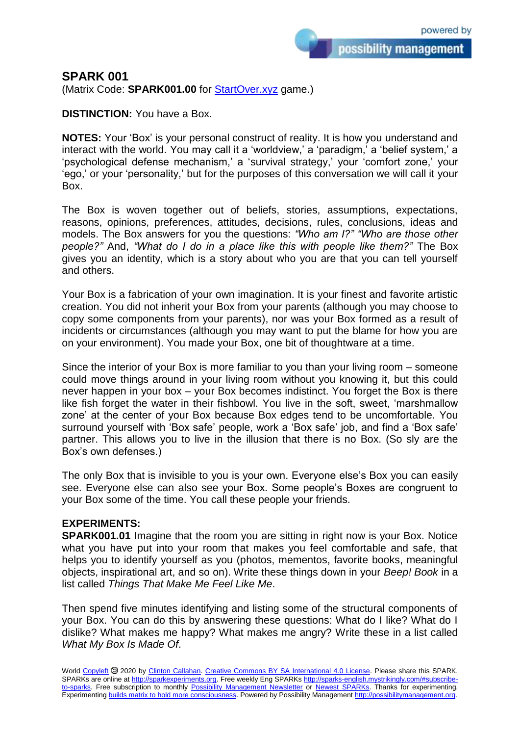# SPARK 001

(Matrix Code: **SPARK001.00** for [StartOver.xyz](StartOver.xyz) game.)

**DISTINCTION:** You have a Box.

**NOTES:** Your 'Box' is your personal construct of reality. It is how you understand and interact with the world. You may call it a 'worldview,' a 'paradigm,' a 'belief system,' a 'psychological defense mechanism,' a 'survival strategy,' your 'comfort zone,' your 'ego,' or your 'personality,' but for the purposes of this conversation we will call it your Box.

The Box is woven together out of beliefs, stories, assumptions, expectations, reasons, opinions, preferences, attitudes, decisions, rules, conclusions, ideas and models. The Box answers for you the questions: *"Who am I?" "Who are those other people?"* And, *"What do I do in a place like this with people like them?"* The Box gives you an identity, which is a story about who you are that you can tell yourself and others.

Your Box is a fabrication of your own imagination. It is your finest and favorite artistic creation. You did not inherit your Box from your parents (although you may choose to copy some components from your parents), nor was your Box formed as a result of incidents or circumstances (although you may want to put the blame for how you are on your environment). You made your Box, one bit of thoughtware at a time.

Since the interior of your Box is more familiar to you than your living room – someone could move things around in your living room without you knowing it, but this could never happen in your box – your Box becomes indistinct. You forget the Box is there like fish forget the water in their fishbowl. You live in the soft, sweet, 'marshmallow zone' at the center of your Box because Box edges tend to be uncomfortable. You surround yourself with 'Box safe' people, work a 'Box safe' job, and find a 'Box safe' partner. This allows you to live in the illusion that there is no Box. (So sly are the Box's own defenses.)

The only Box that is invisible to you is your own. Everyone else's Box you can easily see. Everyone else can also see your Box. Some people's Boxes are congruent to your Box some of the time. You call these people your friends.

**EXPERIMENTS:**

**SPARK001.01** Imagine that the room you are sitting in right now is your Box. Notice what you have put into your room that makes you feel comfortable and safe, that helps you to identify yourself as you (photos, mementos, favorite books, meaningful objects, inspirational art, and so on). Write these things down in your *Beep! Book* in a list called *Things That Make Me Feel Like Me*.

Then spend five minutes identifying and listing some of the structural components of your Box. You can do this by answering these questions: What do I like? What do I dislike? What makes me happy? What makes me angry? Write these in a list called *What My Box Is Made Of*.

World [Copyleft](Copyleft) 🄯 2020 by [Clinton Callahan](Clinton Callahan). [Creative Commons BY SA International 4.0 License](Creative Commons BY SA International 4.0 License). Please share this SPARK. SPARKs are online at [http://sparkexperiments.org](http://sparkexperiments.org). Free weekly Eng SPARKs [http://sparks-english.mystrikingly.com/#subscribe-to-sparks](http://sparks-english.mystrikingly.com/#subscribe-to-sparks). Free subscription to monthly [Possibility Management Newsletter](Possibility Management Newsletter) or [Newest SPARKs](Newest SPARKs). Thanks for experimenting. Experimenting [builds matrix to hold more consciousness](builds matrix to hold more consciousness). Powered by Possibility Management [http://possibilitymanagement.org](http://possibilitymanagement.org).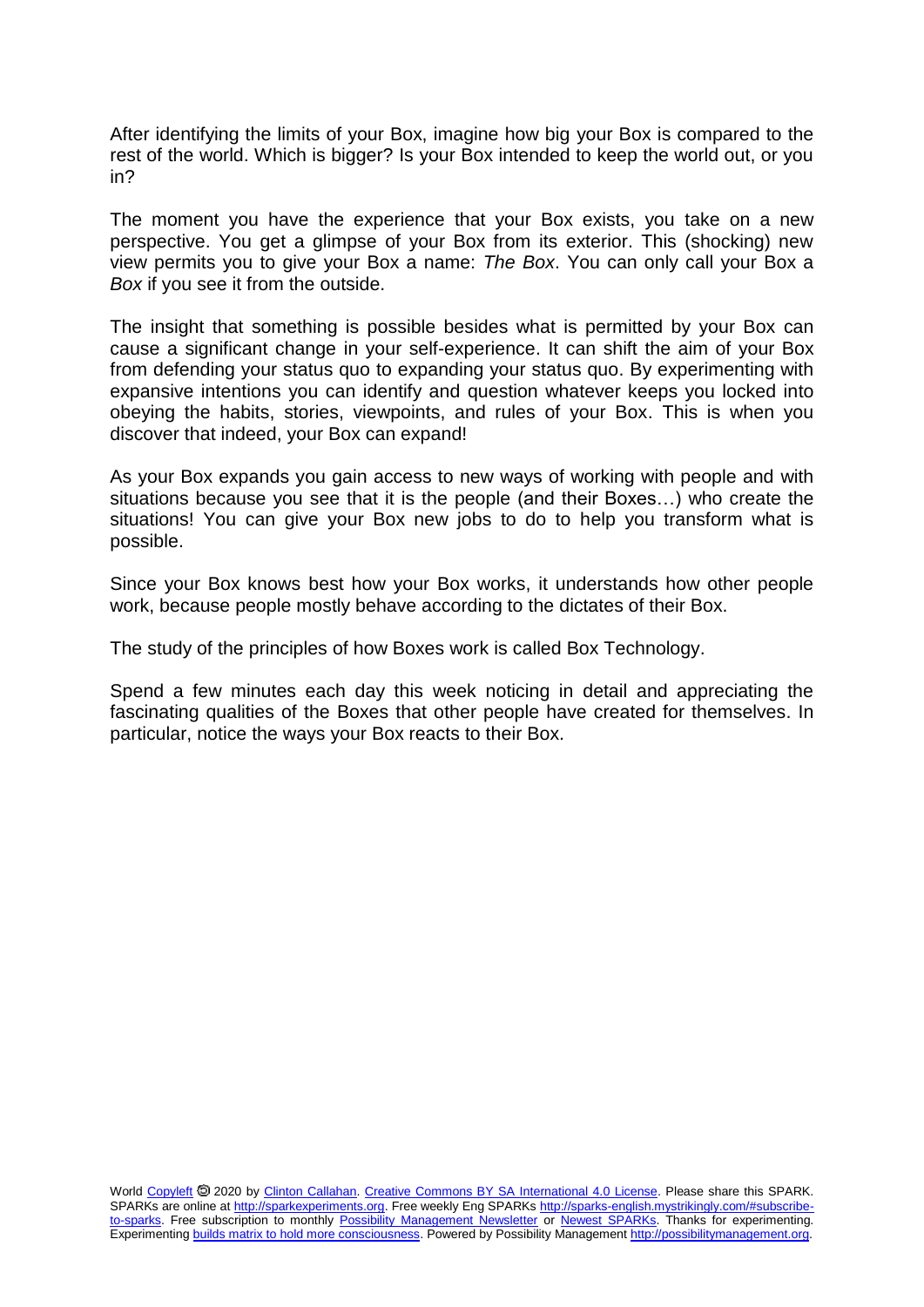After identifying the limits of your Box, imagine how big your Box is compared to the rest of the world. Which is bigger? Is your Box intended to keep the world out, or you in?

The moment you have the experience that your Box exists, you take on a new perspective. You get a glimpse of your Box from its exterior. This (shocking) new view permits you to give your Box a name: *The Box*. You can only call your Box a *Box* if you see it from the outside.

The insight that something is possible besides what is permitted by your Box can cause a significant change in your self-experience. It can shift the aim of your Box from defending your status quo to expanding your status quo. By experimenting with expansive intentions you can identify and question whatever keeps you locked into obeying the habits, stories, viewpoints, and rules of your Box. This is when you discover that indeed, your Box can expand!

As your Box expands you gain access to new ways of working with people and with situations because you see that it is the people (and their Boxes…) who create the situations! You can give your Box new jobs to do to help you transform what is possible.

Since your Box knows best how your Box works, it understands how other people work, because people mostly behave according to the dictates of their Box.

The study of the principles of how Boxes work is called Box Technology.

Spend a few minutes each day this week noticing in detail and appreciating the fascinating qualities of the Boxes that other people have created for themselves. In particular, notice the ways your Box reacts to their Box.

World Copyleft 🄯 2020 by Clinton Callahan. Creative Commons BY SA International 4.0 License. Please share this SPARK. SPARKs are online at http://sparkexperiments.org. Free weekly Eng SPARKs http://sparks-english.mystrikingly.com/#subscribe-to-sparks. Free subscription to monthly Possibility Management Newsletter or Newest SPARKs. Thanks for experimenting. Experimenting builds matrix to hold more consciousness. Powered by Possibility Management http://possibilitymanagement.org.